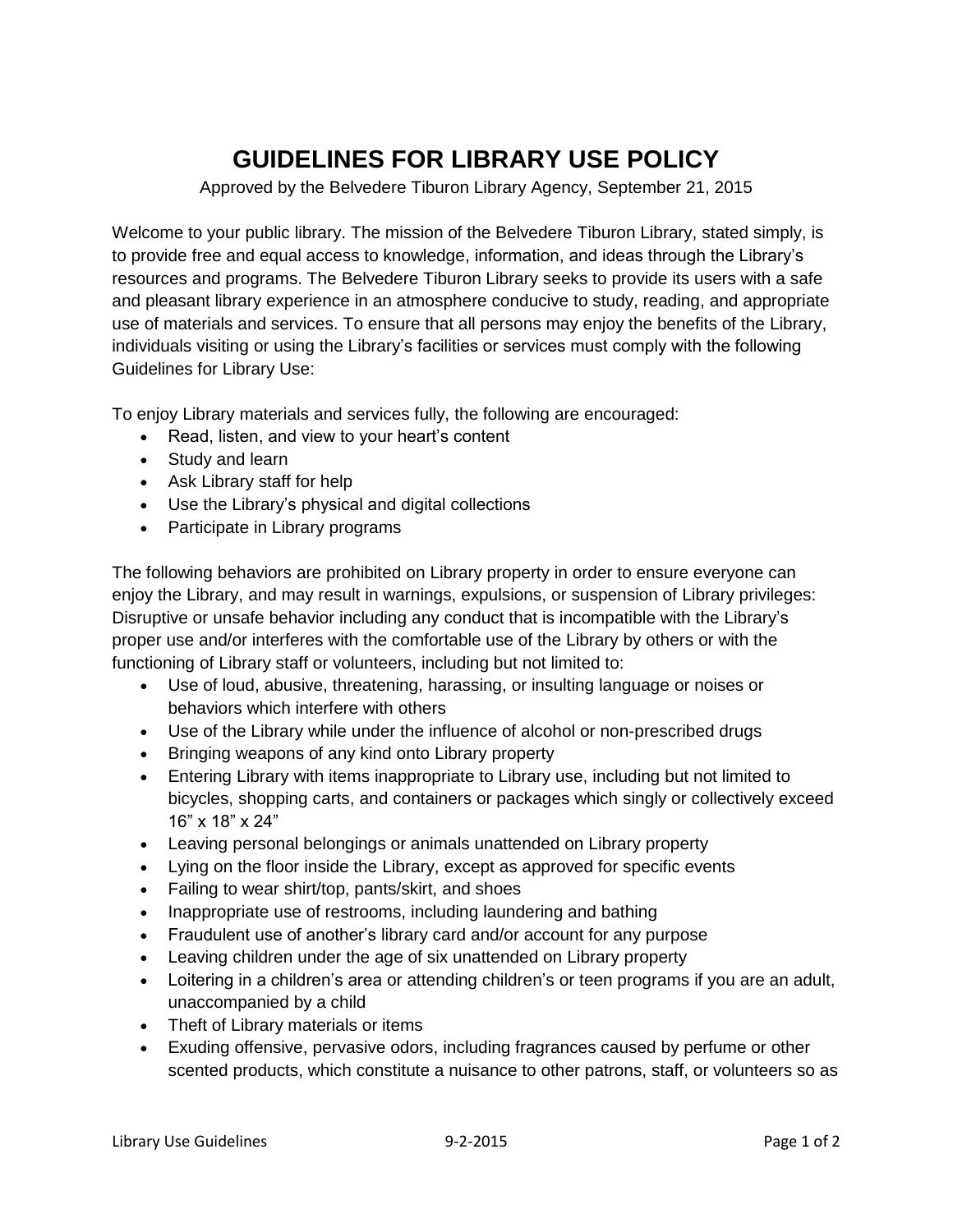# GUIDELINES FOR LIBRARY USE POLICY

Approved by the Belvedere Tiburon Library Agency, September 21, 2015

Welcome to your public library. The mission of the Belvedere Tiburon Library, stated simply, is to provide free and equal access to knowledge, information, and ideas through the Library's resources and programs. The Belvedere Tiburon Library seeks to provide its users with a safe and pleasant library experience in an atmosphere conducive to study, reading, and appropriate use of materials and services. To ensure that all persons may enjoy the benefits of the Library, individuals visiting or using the Library's facilities or services must comply with the following Guidelines for Library Use:

To enjoy Library materials and services fully, the following are encouraged:

- Read, listen, and view to your heart's content
- Study and learn
- Ask Library staff for help
- Use the Library's physical and digital collections
- Participate in Library programs

The following behaviors are prohibited on Library property in order to ensure everyone can enjoy the Library, and may result in warnings, expulsions, or suspension of Library privileges: Disruptive or unsafe behavior including any conduct that is incompatible with the Library's proper use and/or interferes with the comfortable use of the Library by others or with the functioning of Library staff or volunteers, including but not limited to:

- Use of loud, abusive, threatening, harassing, or insulting language or noises or behaviors which interfere with others
- Use of the Library while under the influence of alcohol or non-prescribed drugs
- Bringing weapons of any kind onto Library property
- Entering Library with items inappropriate to Library use, including but not limited to bicycles, shopping carts, and containers or packages which singly or collectively exceed 16" x 18" x 24"
- Leaving personal belongings or animals unattended on Library property
- Lying on the floor inside the Library, except as approved for specific events
- Failing to wear shirt/top, pants/skirt, and shoes
- Inappropriate use of restrooms, including laundering and bathing
- Fraudulent use of another's library card and/or account for any purpose
- Leaving children under the age of six unattended on Library property
- Loitering in a children's area or attending children's or teen programs if you are an adult, unaccompanied by a child
- Theft of Library materials or items
- Exuding offensive, pervasive odors, including fragrances caused by perfume or other scented products, which constitute a nuisance to other patrons, staff, or volunteers so as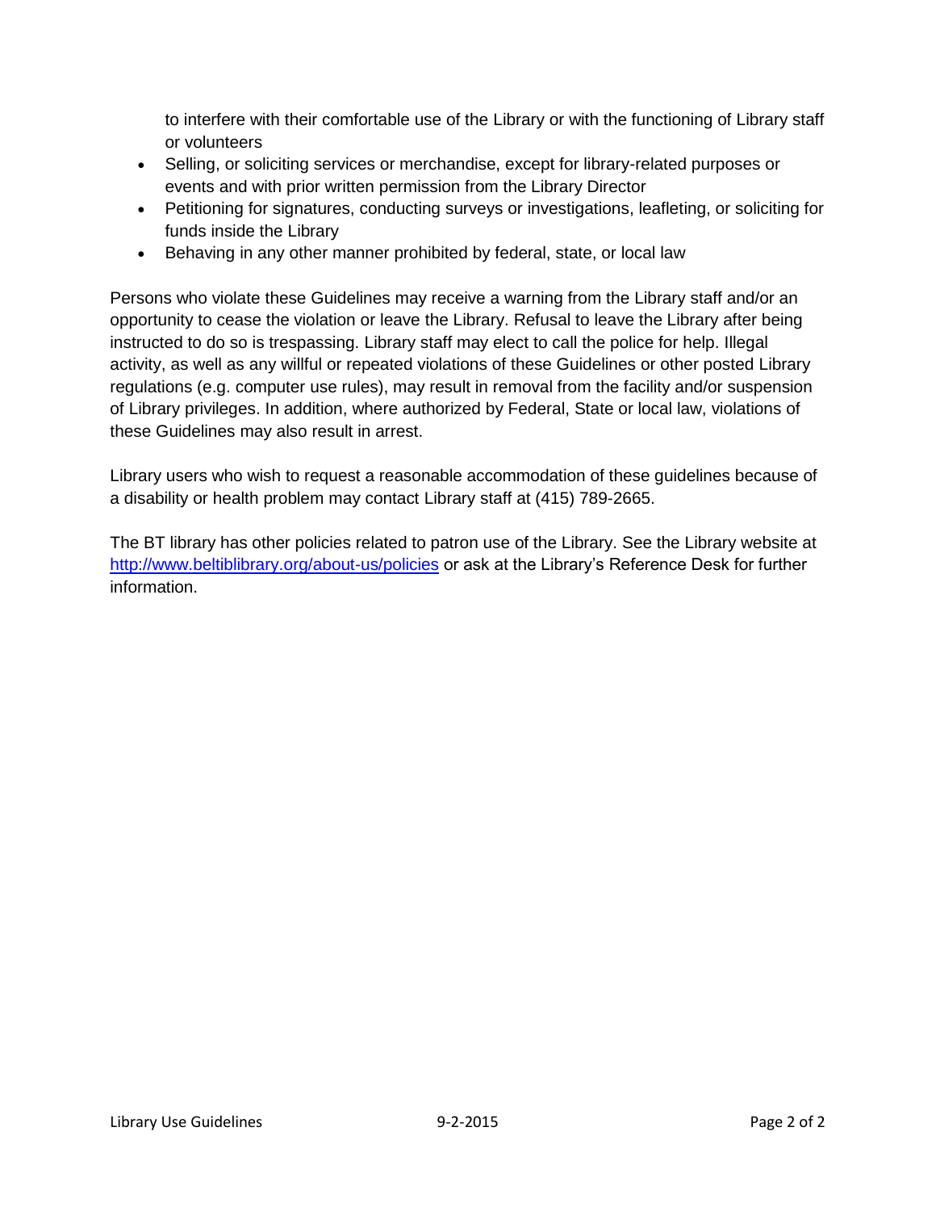to interfere with their comfortable use of the Library or with the functioning of Library staff or volunteers

- Selling, or soliciting services or merchandise, except for library-related purposes or events and with prior written permission from the Library Director
- Petitioning for signatures, conducting surveys or investigations, leafleting, or soliciting for funds inside the Library
- Behaving in any other manner prohibited by federal, state, or local law

Persons who violate these Guidelines may receive a warning from the Library staff and/or an opportunity to cease the violation or leave the Library. Refusal to leave the Library after being instructed to do so is trespassing. Library staff may elect to call the police for help. Illegal activity, as well as any willful or repeated violations of these Guidelines or other posted Library regulations (e.g. computer use rules), may result in removal from the facility and/or suspension of Library privileges. In addition, where authorized by Federal, State or local law, violations of these Guidelines may also result in arrest.

Library users who wish to request a reasonable accommodation of these guidelines because of a disability or health problem may contact Library staff at (415) 789-2665.

The BT library has other policies related to patron use of the Library. See the Library website at [http://www.beltiblibrary.org/about-us/policies](http://www.beltiblibrary.org/about-us/policies) or ask at the Library's Reference Desk for further information.